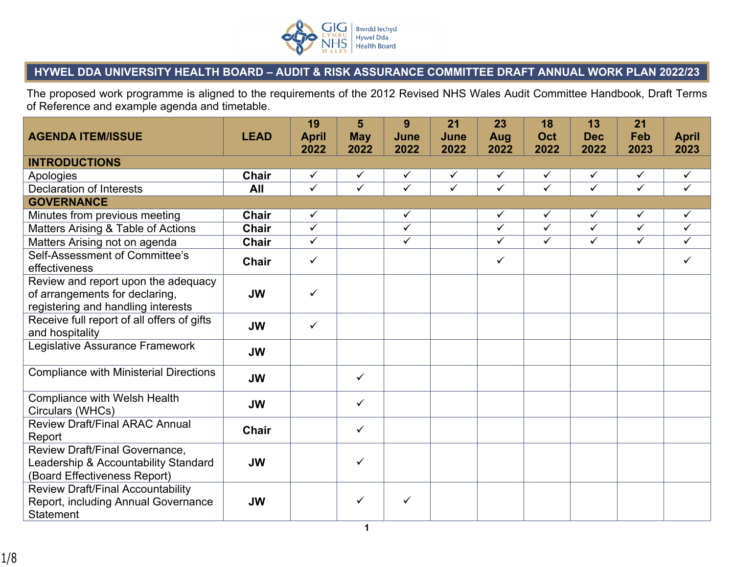# HYWEL DDA UNIVERSITY HEALTH BOARD – AUDIT & RISK ASSURANCE COMMITTEE DRAFT ANNUAL WORK PLAN 2022/23

The proposed work programme is aligned to the requirements of the 2012 Revised NHS Wales Audit Committee Handbook, Draft Terms of Reference and example agenda and timetable.

| AGENDA ITEM/ISSUE | LEAD | 19 April 2022 | 5 May 2022 | 9 June 2022 | 21 June 2022 | 23 Aug 2022 | 18 Oct 2022 | 13 Dec 2022 | 21 Feb 2023 | April 2023 |
|---|---|---|---|---|---|---|---|---|---|---|
| **INTRODUCTIONS** | | | | | | | | | | |
| Apologies | **Chair** | ✓ | ✓ | ✓ | ✓ | ✓ | ✓ | ✓ | ✓ | ✓ |
| Declaration of Interests | **All** | ✓ | ✓ | ✓ | ✓ | ✓ | ✓ | ✓ | ✓ | ✓ |
| **GOVERNANCE** | | | | | | | | | | |
| Minutes from previous meeting | **Chair** | ✓ | | ✓ | | ✓ | ✓ | ✓ | ✓ | ✓ |
| Matters Arising & Table of Actions | **Chair** | ✓ | | ✓ | | ✓ | ✓ | ✓ | ✓ | ✓ |
| Matters Arising not on agenda | **Chair** | ✓ | | ✓ | | ✓ | ✓ | ✓ | ✓ | ✓ |
| Self-Assessment of Committee's effectiveness | **Chair** | ✓ | | | | ✓ | | | | ✓ |
| Review and report upon the adequacy of arrangements for declaring, registering and handling interests | **JW** | ✓ | | | | | | | | |
| Receive full report of all offers of gifts and hospitality | **JW** | ✓ | | | | | | | | |
| Legislative Assurance Framework | **JW** | | | | | | | | | |
| Compliance with Ministerial Directions | **JW** | | ✓ | | | | | | | |
| Compliance with Welsh Health Circulars (WHCs) | **JW** | | ✓ | | | | | | | |
| Review Draft/Final ARAC Annual Report | **Chair** | | ✓ | | | | | | | |
| Review Draft/Final Governance, Leadership & Accountability Standard (Board Effectiveness Report) | **JW** | | ✓ | | | | | | | |
| Review Draft/Final Accountability Report, including Annual Governance Statement | **JW** | | ✓ | ✓ | | | | | | |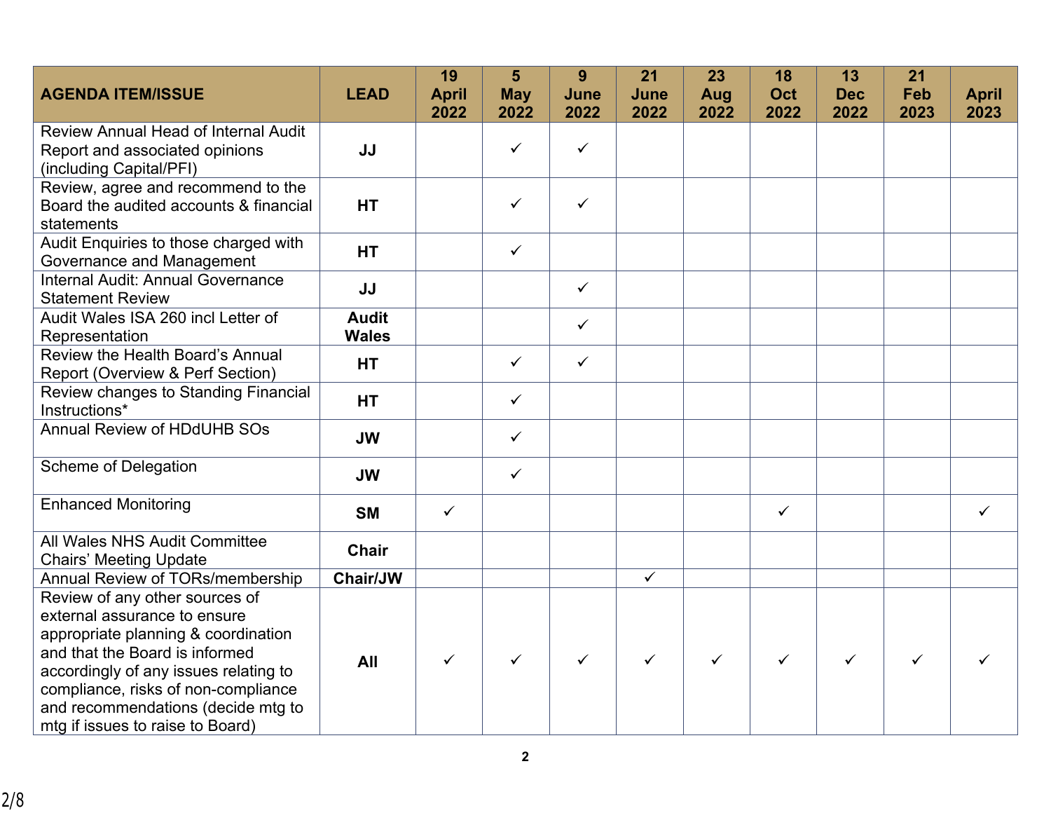| AGENDA ITEM/ISSUE | LEAD | 19 April 2022 | 5 May 2022 | 9 June 2022 | 21 June 2022 | 23 Aug 2022 | 18 Oct 2022 | 13 Dec 2022 | 21 Feb 2023 | April 2023 |
|---|---|---|---|---|---|---|---|---|---|---|
| Review Annual Head of Internal Audit Report and associated opinions (including Capital/PFI) | JJ | | ✓ | ✓ | | | | | | |
| Review, agree and recommend to the Board the audited accounts & financial statements | HT | | ✓ | ✓ | | | | | | |
| Audit Enquiries to those charged with Governance and Management | HT | | ✓ | | | | | | | |
| Internal Audit: Annual Governance Statement Review | JJ | | | ✓ | | | | | | |
| Audit Wales ISA 260 incl Letter of Representation | Audit Wales | | | ✓ | | | | | | |
| Review the Health Board's Annual Report (Overview & Perf Section) | HT | | ✓ | ✓ | | | | | | |
| Review changes to Standing Financial Instructions* | HT | | ✓ | | | | | | | |
| Annual Review of HDdUHB SOs | JW | | ✓ | | | | | | | |
| Scheme of Delegation | JW | | ✓ | | | | | | | |
| Enhanced Monitoring | SM | ✓ | | | | | ✓ | | | ✓ |
| All Wales NHS Audit Committee Chairs' Meeting Update | Chair | | | | | | | | | |
| Annual Review of TORs/membership | Chair/JW | | | | ✓ | | | | | |
| Review of any other sources of external assurance to ensure appropriate planning & coordination and that the Board is informed accordingly of any issues relating to compliance, risks of non-compliance and recommendations (decide mtg to mtg if issues to raise to Board) | All | ✓ | ✓ | ✓ | ✓ | ✓ | ✓ | ✓ | ✓ | ✓ |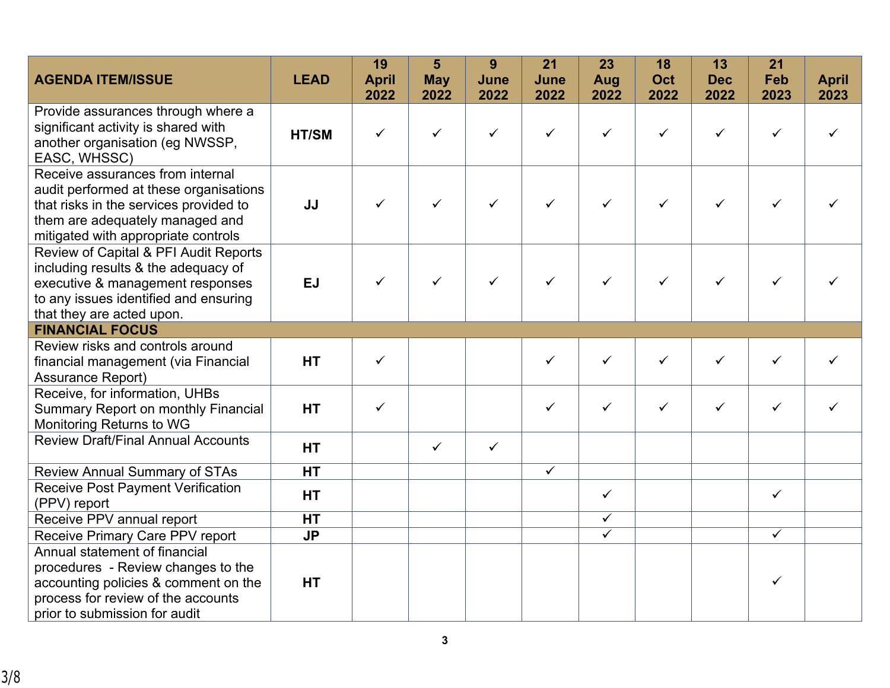| AGENDA ITEM/ISSUE | LEAD | 19 April 2022 | 5 May 2022 | 9 June 2022 | 21 June 2022 | 23 Aug 2022 | 18 Oct 2022 | 13 Dec 2022 | 21 Feb 2023 | April 2023 |
|---|---|---|---|---|---|---|---|---|---|---|
| Provide assurances through where a significant activity is shared with another organisation (eg NWSSP, EASC, WHSSC) | **HT/SM** | ✓ | ✓ | ✓ | ✓ | ✓ | ✓ | ✓ | ✓ | ✓ |
| Receive assurances from internal audit performed at these organisations that risks in the services provided to them are adequately managed and mitigated with appropriate controls | **JJ** | ✓ | ✓ | ✓ | ✓ | ✓ | ✓ | ✓ | ✓ | ✓ |
| Review of Capital & PFI Audit Reports including results & the adequacy of executive & management responses to any issues identified and ensuring that they are acted upon. | **EJ** | ✓ | ✓ | ✓ | ✓ | ✓ | ✓ | ✓ | ✓ | ✓ |
| **FINANCIAL FOCUS** | | | | | | | | | | |
| Review risks and controls around financial management (via Financial Assurance Report) | **HT** | ✓ | | | ✓ | ✓ | ✓ | ✓ | ✓ | ✓ |
| Receive, for information, UHBs Summary Report on monthly Financial Monitoring Returns to WG | **HT** | ✓ | | | ✓ | ✓ | ✓ | ✓ | ✓ | ✓ |
| Review Draft/Final Annual Accounts | **HT** | | ✓ | ✓ | | | | | | |
| Review Annual Summary of STAs | **HT** | | | | ✓ | | | | | |
| Receive Post Payment Verification (PPV) report | **HT** | | | | | ✓ | | | ✓ | |
| Receive PPV annual report | **HT** | | | | | ✓ | | | | |
| Receive Primary Care PPV report | **JP** | | | | | ✓ | | | ✓ | |
| Annual statement of financial procedures - Review changes to the accounting policies & comment on the process for review of the accounts prior to submission for audit | **HT** | | | | | | | | ✓ | |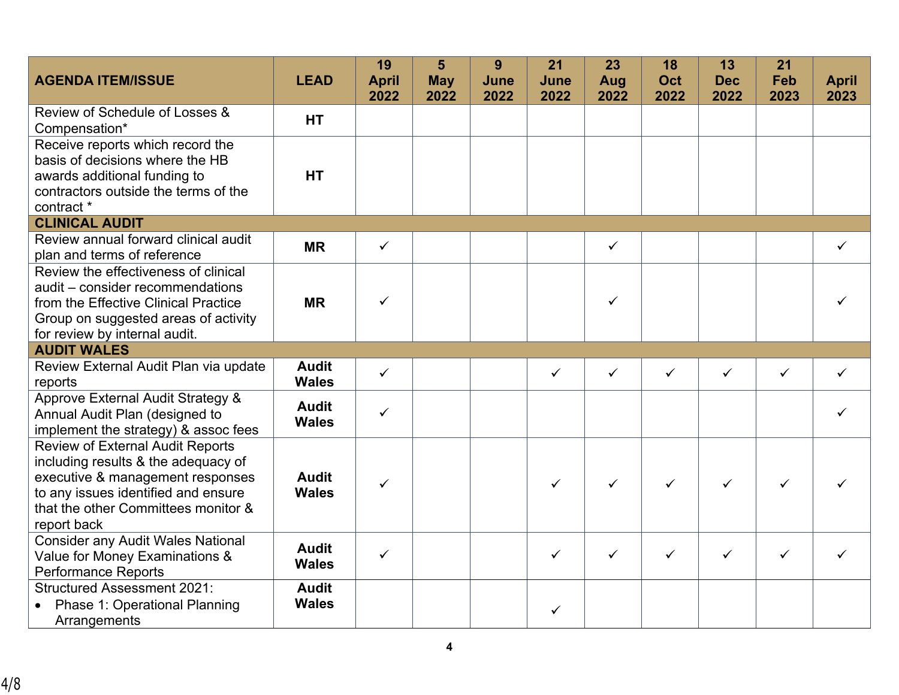| AGENDA ITEM/ISSUE | LEAD | 19 April 2022 | 5 May 2022 | 9 June 2022 | 21 June 2022 | 23 Aug 2022 | 18 Oct 2022 | 13 Dec 2022 | 21 Feb 2023 | April 2023 |
|---|---|---|---|---|---|---|---|---|---|---|
| Review of Schedule of Losses & Compensation* | **HT** | | | | | | | | | |
| Receive reports which record the basis of decisions where the HB awards additional funding to contractors outside the terms of the contract * | **HT** | | | | | | | | | |
| **CLINICAL AUDIT** | | | | | | | | | | |
| Review annual forward clinical audit plan and terms of reference | **MR** | ✓ | | | | ✓ | | | | ✓ |
| Review the effectiveness of clinical audit – consider recommendations from the Effective Clinical Practice Group on suggested areas of activity for review by internal audit. | **MR** | ✓ | | | | ✓ | | | | ✓ |
| **AUDIT WALES** | | | | | | | | | | |
| Review External Audit Plan via update reports | **Audit Wales** | ✓ | | | ✓ | ✓ | ✓ | ✓ | ✓ | ✓ |
| Approve External Audit Strategy & Annual Audit Plan (designed to implement the strategy) & assoc fees | **Audit Wales** | ✓ | | | | | | | | ✓ |
| Review of External Audit Reports including results & the adequacy of executive & management responses to any issues identified and ensure that the other Committees monitor & report back | **Audit Wales** | ✓ | | | ✓ | ✓ | ✓ | ✓ | ✓ | ✓ |
| Consider any Audit Wales National Value for Money Examinations & Performance Reports | **Audit Wales** | ✓ | | | ✓ | ✓ | ✓ | ✓ | ✓ | ✓ |
| Structured Assessment 2021: <br>• Phase 1: Operational Planning Arrangements | **Audit Wales** | | | | ✓ | | | | | |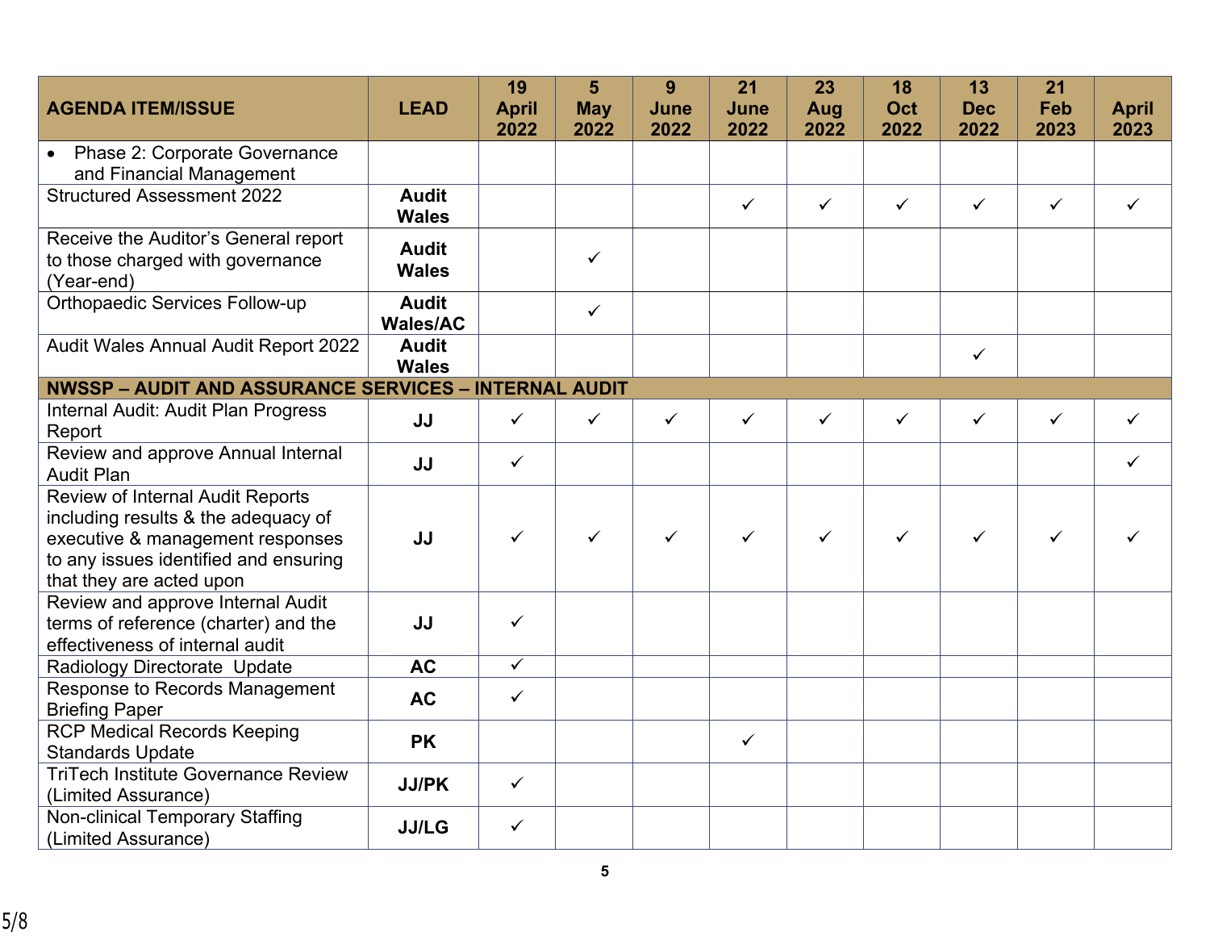| AGENDA ITEM/ISSUE | LEAD | 19 April 2022 | 5 May 2022 | 9 June 2022 | 21 June 2022 | 23 Aug 2022 | 18 Oct 2022 | 13 Dec 2022 | 21 Feb 2023 | April 2023 |
|---|---|---|---|---|---|---|---|---|---|---|
| • Phase 2: Corporate Governance and Financial Management | | | | | | | | | | |
| Structured Assessment 2022 | **Audit Wales** | | | | ✓ | ✓ | ✓ | ✓ | ✓ | ✓ |
| Receive the Auditor's General report to those charged with governance (Year-end) | **Audit Wales** | | ✓ | | | | | | | |
| Orthopaedic Services Follow-up | **Audit Wales/AC** | | ✓ | | | | | | | |
| Audit Wales Annual Audit Report 2022 | **Audit Wales** | | | | | | | ✓ | | |
| **NWSSP – AUDIT AND ASSURANCE SERVICES – INTERNAL AUDIT** | | | | | | | | | | |
| Internal Audit: Audit Plan Progress Report | **JJ** | ✓ | ✓ | ✓ | ✓ | ✓ | ✓ | ✓ | ✓ | ✓ |
| Review and approve Annual Internal Audit Plan | **JJ** | ✓ | | | | | | | | ✓ |
| Review of Internal Audit Reports including results & the adequacy of executive & management responses to any issues identified and ensuring that they are acted upon | **JJ** | ✓ | ✓ | ✓ | ✓ | ✓ | ✓ | ✓ | ✓ | ✓ |
| Review and approve Internal Audit terms of reference (charter) and the effectiveness of internal audit | **JJ** | ✓ | | | | | | | | |
| Radiology Directorate Update | **AC** | ✓ | | | | | | | | |
| Response to Records Management Briefing Paper | **AC** | ✓ | | | | | | | | |
| RCP Medical Records Keeping Standards Update | **PK** | | | | ✓ | | | | | |
| TriTech Institute Governance Review (Limited Assurance) | **JJ/PK** | ✓ | | | | | | | | |
| Non-clinical Temporary Staffing (Limited Assurance) | **JJ/LG** | ✓ | | | | | | | | |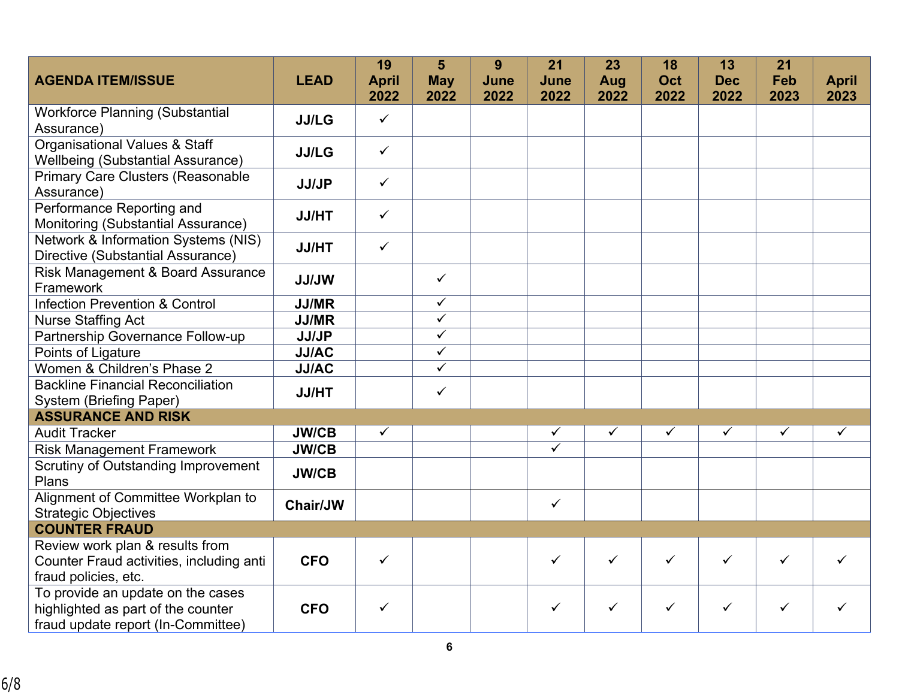| AGENDA ITEM/ISSUE | LEAD | 19 April 2022 | 5 May 2022 | 9 June 2022 | 21 June 2022 | 23 Aug 2022 | 18 Oct 2022 | 13 Dec 2022 | 21 Feb 2023 | April 2023 |
|---|---|---|---|---|---|---|---|---|---|---|
| Workforce Planning (Substantial Assurance) | **JJ/LG** | ✓ | | | | | | | | |
| Organisational Values & Staff Wellbeing (Substantial Assurance) | **JJ/LG** | ✓ | | | | | | | | |
| Primary Care Clusters (Reasonable Assurance) | **JJ/JP** | ✓ | | | | | | | | |
| Performance Reporting and Monitoring (Substantial Assurance) | **JJ/HT** | ✓ | | | | | | | | |
| Network & Information Systems (NIS) Directive (Substantial Assurance) | **JJ/HT** | ✓ | | | | | | | | |
| Risk Management & Board Assurance Framework | **JJ/JW** | | ✓ | | | | | | | |
| Infection Prevention & Control | **JJ/MR** | | ✓ | | | | | | | |
| Nurse Staffing Act | **JJ/MR** | | ✓ | | | | | | | |
| Partnership Governance Follow-up | **JJ/JP** | | ✓ | | | | | | | |
| Points of Ligature | **JJ/AC** | | ✓ | | | | | | | |
| Women & Children's Phase 2 | **JJ/AC** | | ✓ | | | | | | | |
| Backline Financial Reconciliation System (Briefing Paper) | **JJ/HT** | | ✓ | | | | | | | |
| **ASSURANCE AND RISK** | | | | | | | | | | |
| Audit Tracker | **JW/CB** | ✓ | | | ✓ | ✓ | ✓ | ✓ | ✓ | ✓ |
| Risk Management Framework | **JW/CB** | | | | ✓ | | | | | |
| Scrutiny of Outstanding Improvement Plans | **JW/CB** | | | | | | | | | |
| Alignment of Committee Workplan to Strategic Objectives | **Chair/JW** | | | | ✓ | | | | | |
| **COUNTER FRAUD** | | | | | | | | | | |
| Review work plan & results from Counter Fraud activities, including anti fraud policies, etc. | **CFO** | ✓ | | | ✓ | ✓ | ✓ | ✓ | ✓ | ✓ |
| To provide an update on the cases highlighted as part of the counter fraud update report (In-Committee) | **CFO** | ✓ | | | ✓ | ✓ | ✓ | ✓ | ✓ | ✓ |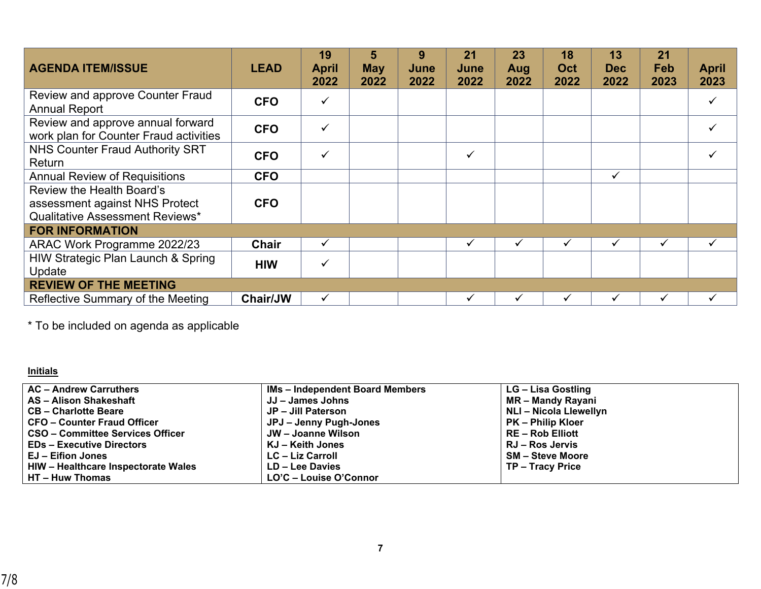| AGENDA ITEM/ISSUE | LEAD | 19 April 2022 | 5 May 2022 | 9 June 2022 | 21 June 2022 | 23 Aug 2022 | 18 Oct 2022 | 13 Dec 2022 | 21 Feb 2023 | April 2023 |
|---|---|---|---|---|---|---|---|---|---|---|
| Review and approve Counter Fraud Annual Report | **CFO** | ✓ | | | | | | | | ✓ |
| Review and approve annual forward work plan for Counter Fraud activities | **CFO** | ✓ | | | | | | | | ✓ |
| NHS Counter Fraud Authority SRT Return | **CFO** | ✓ | | | ✓ | | | | | ✓ |
| Annual Review of Requisitions | **CFO** | | | | | | | ✓ | | |
| Review the Health Board's assessment against NHS Protect Qualitative Assessment Reviews* | **CFO** | | | | | | | | | |
| **FOR INFORMATION** | | | | | | | | | | |
| ARAC Work Programme 2022/23 | **Chair** | ✓ | | | ✓ | ✓ | ✓ | ✓ | ✓ | ✓ |
| HIW Strategic Plan Launch & Spring Update | **HIW** | ✓ | | | | | | | | |
| **REVIEW OF THE MEETING** | | | | | | | | | | |
| Reflective Summary of the Meeting | **Chair/JW** | ✓ | | | ✓ | ✓ | ✓ | ✓ | ✓ | ✓ |

\* To be included on agenda as applicable

**Initials**

| | | |
|---|---|---|
| **AC – Andrew Carruthers** | **IMs – Independent Board Members** | **LG – Lisa Gostling** |
| **AS – Alison Shakeshaft** | **JJ – James Johns** | **MR – Mandy Rayani** |
| **CB – Charlotte Beare** | **JP – Jill Paterson** | **NLI – Nicola Llewellyn** |
| **CFO – Counter Fraud Officer** | **JPJ – Jenny Pugh-Jones** | **PK – Philip Kloer** |
| **CSO – Committee Services Officer** | **JW – Joanne Wilson** | **RE – Rob Elliott** |
| **EDs – Executive Directors** | **KJ – Keith Jones** | **RJ – Ros Jervis** |
| **EJ – Eifion Jones** | **LC – Liz Carroll** | **SM – Steve Moore** |
| **HIW – Healthcare Inspectorate Wales** | **LD – Lee Davies** | **TP – Tracy Price** |
| **HT – Huw Thomas** | **LO'C – Louise O'Connor** | |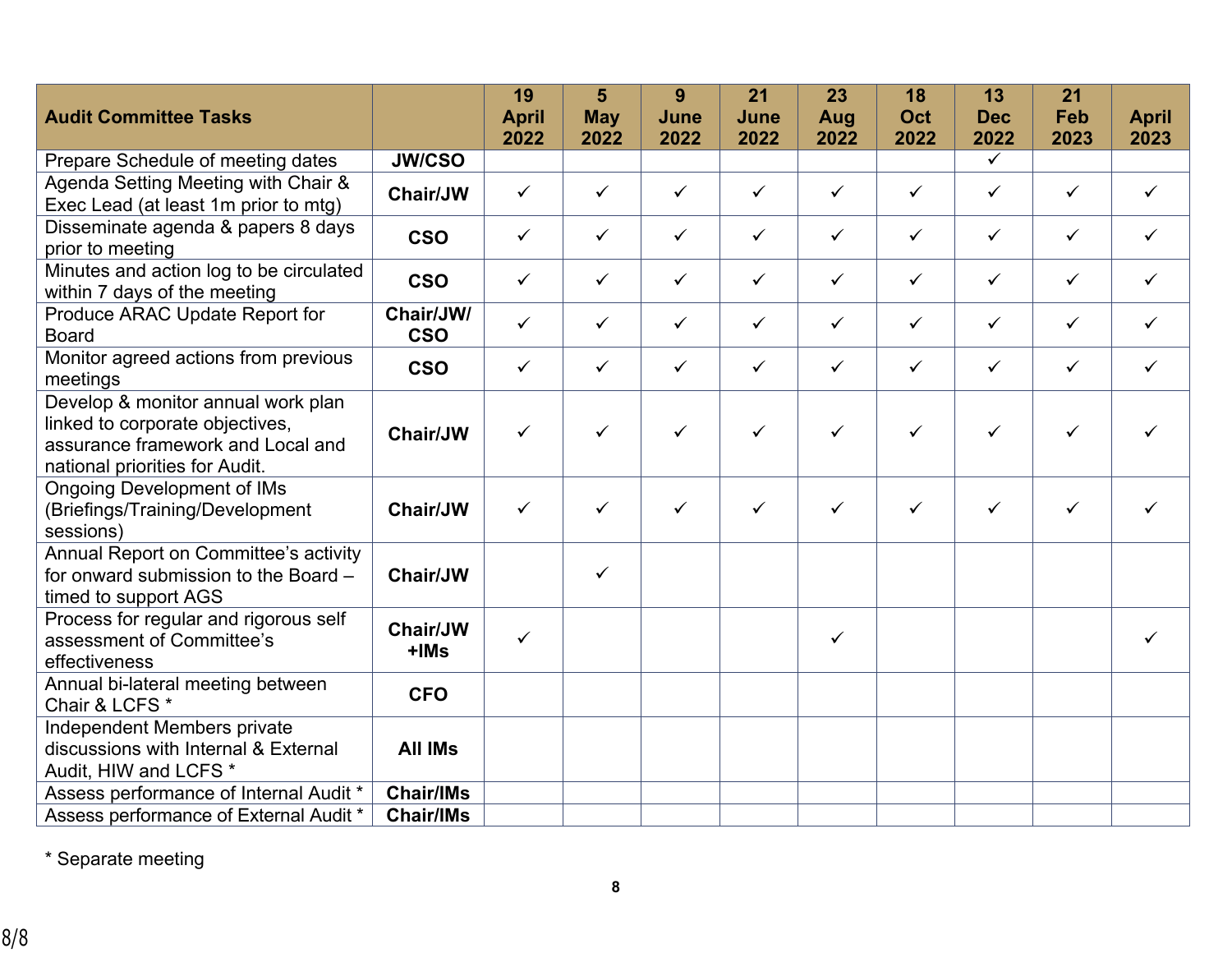| Audit Committee Tasks | | 19 April 2022 | 5 May 2022 | 9 June 2022 | 21 June 2022 | 23 Aug 2022 | 18 Oct 2022 | 13 Dec 2022 | 21 Feb 2023 | April 2023 |
|---|---|---|---|---|---|---|---|---|---|---|
| Prepare Schedule of meeting dates | **JW/CSO** | | | | | | | ✓ | | |
| Agenda Setting Meeting with Chair & Exec Lead (at least 1m prior to mtg) | **Chair/JW** | ✓ | ✓ | ✓ | ✓ | ✓ | ✓ | ✓ | ✓ | ✓ |
| Disseminate agenda & papers 8 days prior to meeting | **CSO** | ✓ | ✓ | ✓ | ✓ | ✓ | ✓ | ✓ | ✓ | ✓ |
| Minutes and action log to be circulated within 7 days of the meeting | **CSO** | ✓ | ✓ | ✓ | ✓ | ✓ | ✓ | ✓ | ✓ | ✓ |
| Produce ARAC Update Report for Board | **Chair/JW/ CSO** | ✓ | ✓ | ✓ | ✓ | ✓ | ✓ | ✓ | ✓ | ✓ |
| Monitor agreed actions from previous meetings | **CSO** | ✓ | ✓ | ✓ | ✓ | ✓ | ✓ | ✓ | ✓ | ✓ |
| Develop & monitor annual work plan linked to corporate objectives, assurance framework and Local and national priorities for Audit. | **Chair/JW** | ✓ | ✓ | ✓ | ✓ | ✓ | ✓ | ✓ | ✓ | ✓ |
| Ongoing Development of IMs (Briefings/Training/Development sessions) | **Chair/JW** | ✓ | ✓ | ✓ | ✓ | ✓ | ✓ | ✓ | ✓ | ✓ |
| Annual Report on Committee's activity for onward submission to the Board – timed to support AGS | **Chair/JW** | | ✓ | | | | | | | |
| Process for regular and rigorous self assessment of Committee's effectiveness | **Chair/JW +IMs** | ✓ | | | | ✓ | | | | ✓ |
| Annual bi-lateral meeting between Chair & LCFS * | **CFO** | | | | | | | | | |
| Independent Members private discussions with Internal & External Audit, HIW and LCFS * | **All IMs** | | | | | | | | | |
| Assess performance of Internal Audit * | **Chair/IMs** | | | | | | | | | |
| Assess performance of External Audit * | **Chair/IMs** | | | | | | | | | |

* Separate meeting